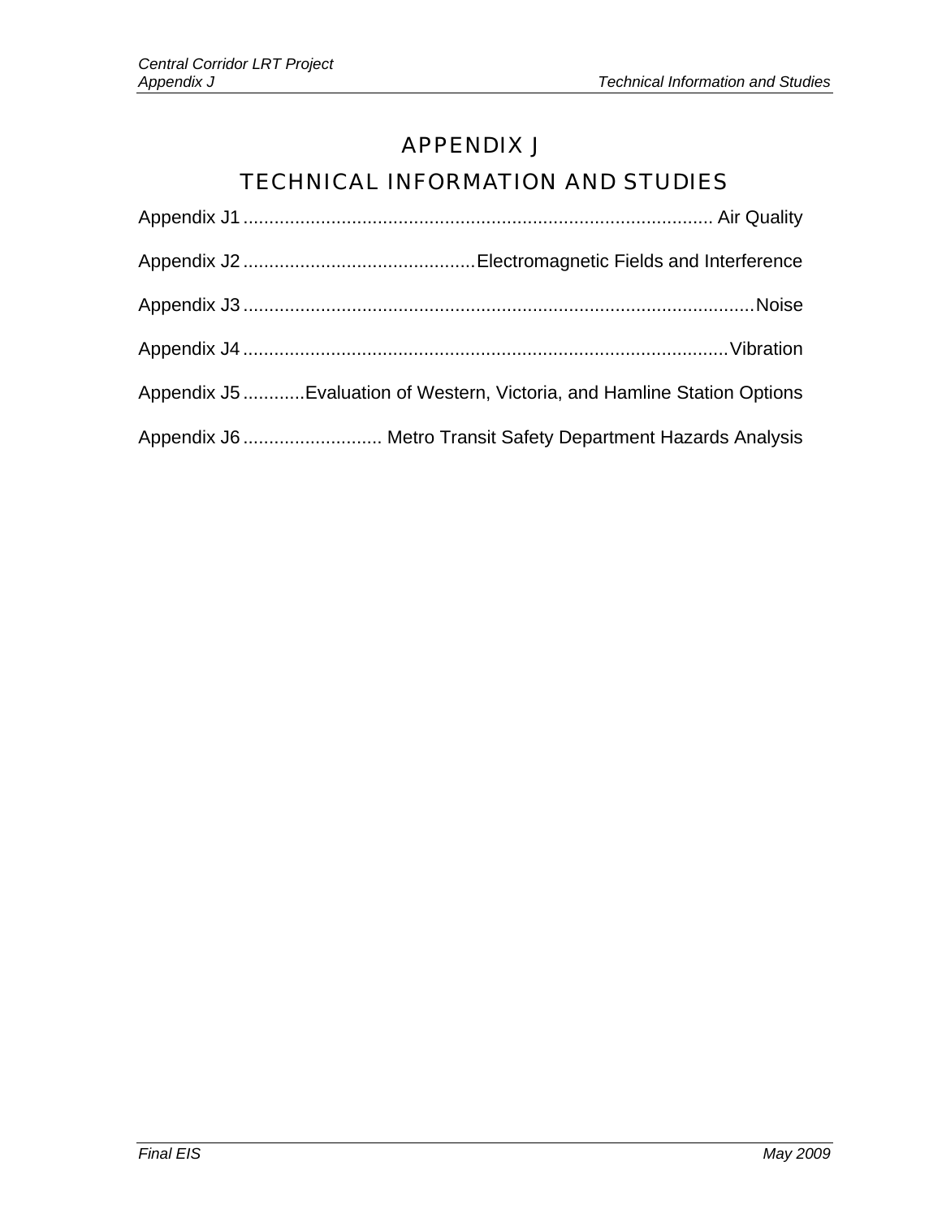# APPENDIX J

# TECHNICAL INFORMATION AND STUDIES

Appendix J1 .......................................................................................... Air Quality

Appendix J2 ............................................Electromagnetic Fields and Interference

Appendix J3 ..................................................................................................Noise

Appendix J4 .............................................................................................Vibration

Appendix J5 ............Evaluation of Western, Victoria, and Hamline Station Options

Appendix J6 ........................... Metro Transit Safety Department Hazards Analysis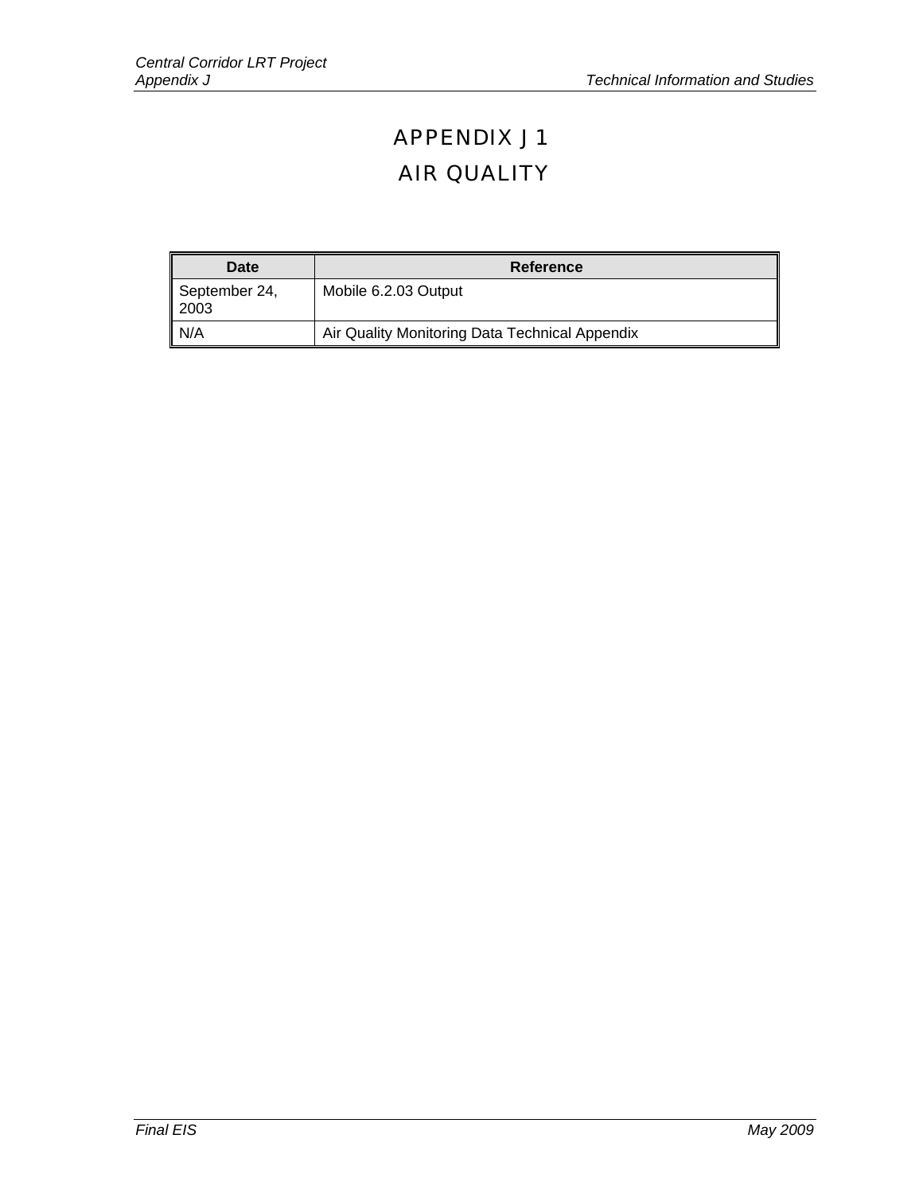# APPENDIX J 1

# AIR QUALITY

| Date | Reference |
|---|---|
| September 24, 2003 | Mobile 6.2.03 Output |
| N/A | Air Quality Monitoring Data Technical Appendix |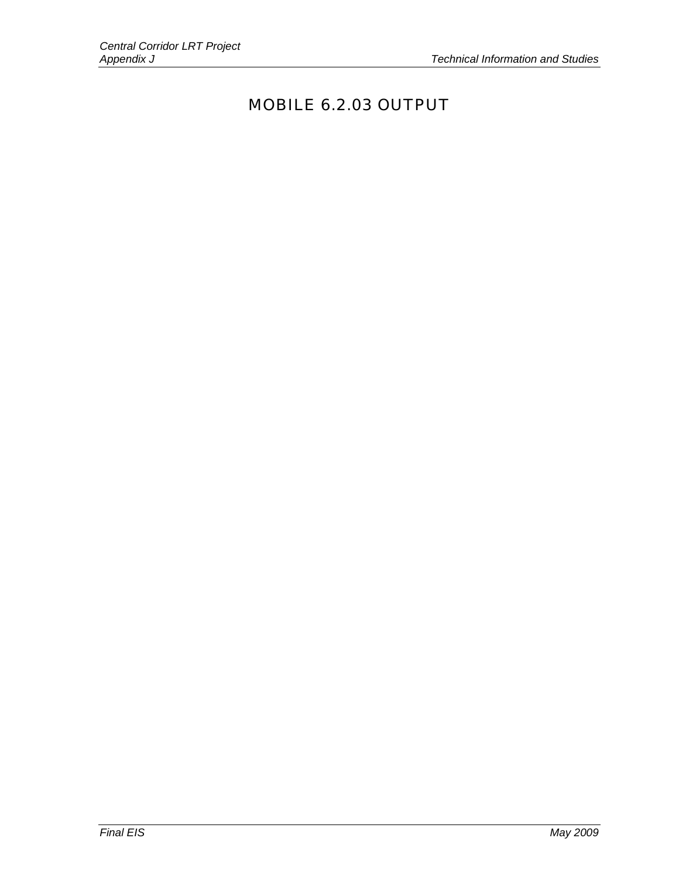# MOBILE 6.2.03 OUTPUT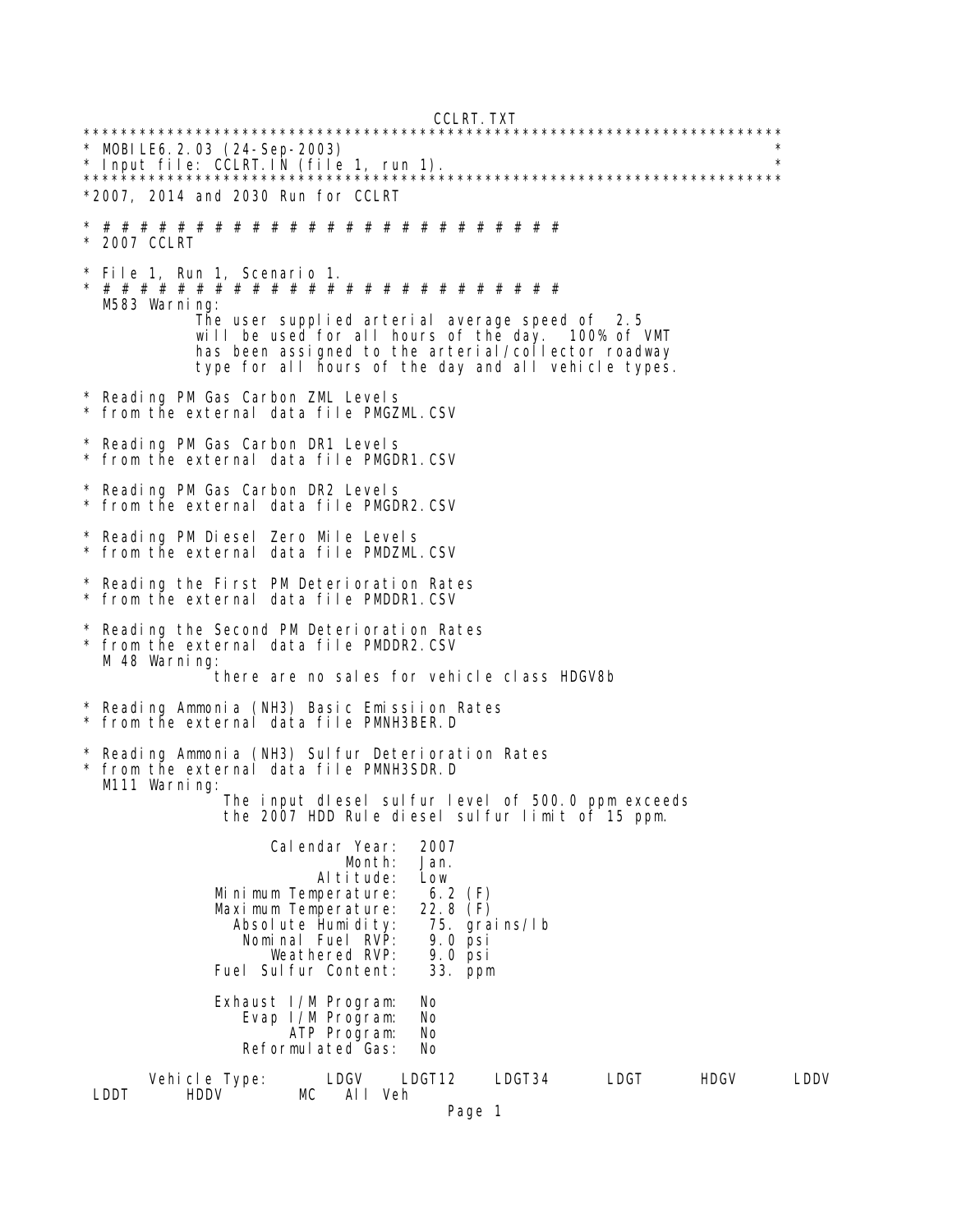CCLRT.TXT

```
*****************************************************************************
* MOBILE6.2.03 (24-Sep-2003)                                                *
* Input file: CCLRT.IN (file 1, run 1).                                     *
*****************************************************************************
*2007, 2014 and 2030 Run for CCLRT

* # # # # # # # # # # # # # # # # # # # # # # # # # # # # #
* 2007 CCLRT

* File 1, Run 1, Scenario 1.
* # # # # # # # # # # # # # # # # # # # # # # # # # # # # #
  M583 Warning:
            The user supplied arterial average speed of  2.5
            will be used for all hours of the day.  100% of VMT
            has been assigned to the arterial/collector roadway
            type for all hours of the day and all vehicle types.

* Reading PM Gas Carbon ZML Levels
* from the external data file PMGZML.CSV

* Reading PM Gas Carbon DR1 Levels
* from the external data file PMGDR1.CSV

* Reading PM Gas Carbon DR2 Levels
* from the external data file PMGDR2.CSV

* Reading PM Diesel Zero Mile Levels
* from the external data file PMDZML.CSV

* Reading the First PM Deterioration Rates
* from the external data file PMDDR1.CSV

* Reading the Second PM Deterioration Rates
* from the external data file PMDDR2.CSV
  M 48 Warning:
              there are no sales for vehicle class HDGV8b

* Reading Ammonia (NH3) Basic Emissiion Rates
* from the external data file PMNH3BER.D

* Reading Ammonia (NH3) Sulfur Deterioration Rates
* from the external data file PMNH3SDR.D
  M111 Warning:
               The input diesel sulfur level of 500.0 ppm exceeds
               the 2007 HDD Rule diesel sulfur limit of 15 ppm.

                    Calendar Year:  2007
                            Month:  Jan.
                         Altitude:  Low
              Minimum Temperature:   6.2 (F)
              Maximum Temperature:  22.8 (F)
                Absolute Humidity:   75. grains/lb
                  Nominal Fuel RVP:   9.0 psi
                     Weathered RVP:   9.0 psi
              Fuel Sulfur Content:   33. ppm

              Exhaust I/M Program:  No
                 Evap I/M Program:  No
                      ATP Program:  No
                 Reformulated Gas:  No

       Vehicle Type:      LDGV    LDGT12    LDGT34      LDGT      HDGV      LDDV
 LDDT      HDDV        MC   All Veh
```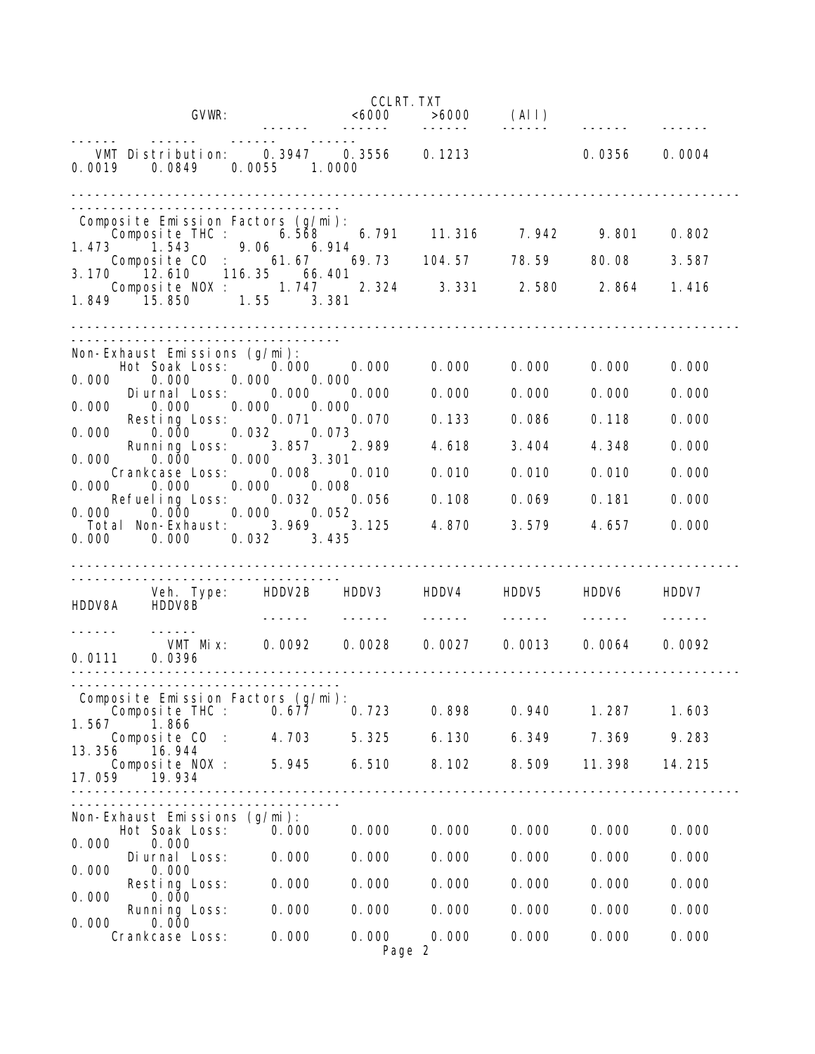| GVWR: | | <6000 | >6000 | (All) | | | | | | |
|---|---|---|---|---|---|---|---|---|---|---|
| VMT Distribution: | 0.3947 | 0.3556 | 0.1213 | | 0.0356 | 0.0004 | 0.0019 | 0.0849 | 0.0055 | 1.0000 |

| Composite Emission Factors (g/mi): | | | | | | | | | | |
|---|---|---|---|---|---|---|---|---|---|---|
| Composite THC : | 6.568 | 6.791 | 11.316 | 7.942 | 9.801 | 0.802 | 1.473 | 1.543 | 9.06 | 6.914 |
| Composite CO : | 61.67 | 69.73 | 104.57 | 78.59 | 80.08 | 3.587 | 3.170 | 12.610 | 116.35 | 66.401 |
| Composite NOX : | 1.747 | 2.324 | 3.331 | 2.580 | 2.864 | 1.416 | 1.849 | 15.850 | 1.55 | 3.381 |

| Non-Exhaust Emissions (g/mi): | | | | | | | | | | |
|---|---|---|---|---|---|---|---|---|---|---|
| Hot Soak Loss: | 0.000 | 0.000 | 0.000 | 0.000 | 0.000 | 0.000 | 0.000 | 0.000 | 0.000 | 0.000 |
| Diurnal Loss: | 0.000 | 0.000 | 0.000 | 0.000 | 0.000 | 0.000 | 0.000 | 0.000 | 0.000 | 0.000 |
| Resting Loss: | 0.071 | 0.070 | 0.133 | 0.086 | 0.118 | 0.000 | 0.000 | 0.000 | 0.032 | 0.073 |
| Running Loss: | 3.857 | 2.989 | 4.618 | 3.404 | 4.348 | 0.000 | 0.000 | 0.000 | 0.000 | 3.301 |
| Crankcase Loss: | 0.008 | 0.010 | 0.010 | 0.010 | 0.010 | 0.000 | 0.000 | 0.000 | 0.000 | 0.008 |
| Refueling Loss: | 0.032 | 0.056 | 0.108 | 0.069 | 0.181 | 0.000 | 0.000 | 0.000 | 0.000 | 0.052 |
| Total Non-Exhaust: | 3.969 | 3.125 | 4.870 | 3.579 | 4.657 | 0.000 | 0.000 | 0.000 | 0.032 | 3.435 |

| Veh. Type: | HDDV2B | HDDV3 | HDDV4 | HDDV5 | HDDV6 | HDDV7 | HDDV8A | HDDV8B |
|---|---|---|---|---|---|---|---|---|
| VMT Mix: | 0.0092 | 0.0028 | 0.0027 | 0.0013 | 0.0064 | 0.0092 | 0.0111 | 0.0396 |

| Composite Emission Factors (g/mi): | | | | | | | | |
|---|---|---|---|---|---|---|---|---|
| Composite THC : | 0.677 | 0.723 | 0.898 | 0.940 | 1.287 | 1.603 | 1.567 | 1.866 |
| Composite CO : | 4.703 | 5.325 | 6.130 | 6.349 | 7.369 | 9.283 | 13.356 | 16.944 |
| Composite NOX : | 5.945 | 6.510 | 8.102 | 8.509 | 11.398 | 14.215 | 17.059 | 19.934 |

| Non-Exhaust Emissions (g/mi): | | | | | | | | |
|---|---|---|---|---|---|---|---|---|
| Hot Soak Loss: | 0.000 | 0.000 | 0.000 | 0.000 | 0.000 | 0.000 | 0.000 | 0.000 |
| Diurnal Loss: | 0.000 | 0.000 | 0.000 | 0.000 | 0.000 | 0.000 | 0.000 | 0.000 |
| Resting Loss: | 0.000 | 0.000 | 0.000 | 0.000 | 0.000 | 0.000 | 0.000 | 0.000 |
| Running Loss: | 0.000 | 0.000 | 0.000 | 0.000 | 0.000 | 0.000 | 0.000 | 0.000 |
| Crankcase Loss: | 0.000 | 0.000 | 0.000 | 0.000 | 0.000 | 0.000 | | |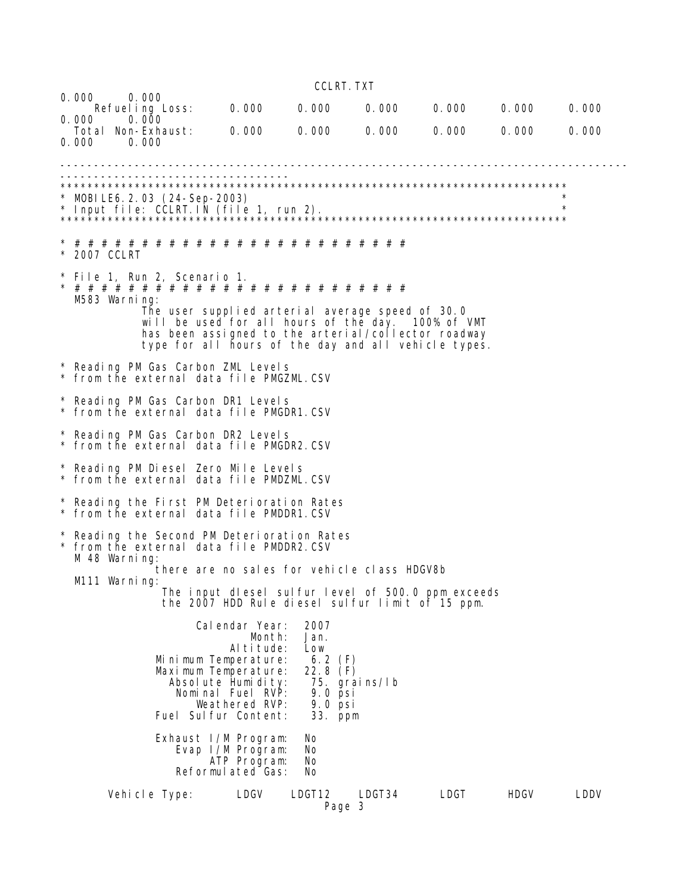```
0.000      0.000
     Refueling Loss:      0.000     0.000     0.000     0.000     0.000     0.000
0.000      0.000
  Total Non-Exhaust:      0.000     0.000     0.000     0.000     0.000     0.000
0.000      0.000

------------------------------------------------------------------------------------
-------------------------------------
*****************************************************************************
* MOBILE6.2.03 (24-Sep-2003)                                                *
* Input file: CCLRT.IN (file 1, run 2).                                     *
*****************************************************************************

* # # # # # # # # # # # # # # # # # # # # # # # # #
* 2007 CCLRT

* File 1, Run 2, Scenario 1.
* # # # # # # # # # # # # # # # # # # # # # # # # #
  M583 Warning:
             The user supplied arterial average speed of 30.0
             will be used for all hours of the day.  100% of VMT
             has been assigned to the arterial/collector roadway
             type for all hours of the day and all vehicle types.

* Reading PM Gas Carbon ZML Levels
* from the external data file PMGZML.CSV

* Reading PM Gas Carbon DR1 Levels
* from the external data file PMGDR1.CSV

* Reading PM Gas Carbon DR2 Levels
* from the external data file PMGDR2.CSV

* Reading PM Diesel Zero Mile Levels
* from the external data file PMDZML.CSV

* Reading the First PM Deterioration Rates
* from the external data file PMDDR1.CSV

* Reading the Second PM Deterioration Rates
* from the external data file PMDDR2.CSV
  M 48 Warning:
             there are no sales for vehicle class HDGV8b
  M111 Warning:
              The input diesel sulfur level of 500.0 ppm exceeds
              the 2007 HDD Rule diesel sulfur limit of 15 ppm.

                   Calendar Year:   2007
                           Month:   Jan.
                        Altitude:   Low
             Minimum Temperature:     6.2 (F)
             Maximum Temperature:    22.8 (F)
               Absolute Humidity:     75. grains/lb
                 Nominal Fuel RVP:    9.0 psi
                    Weathered RVP:    9.0 psi
             Fuel Sulfur Content:     33. ppm

             Exhaust I/M Program:   No
                Evap I/M Program:   No
                     ATP Program:   No
               Reformulated Gas:    No

      Vehicle Type:      LDGV    LDGT12    LDGT34      LDGT      HDGV      LDDV
```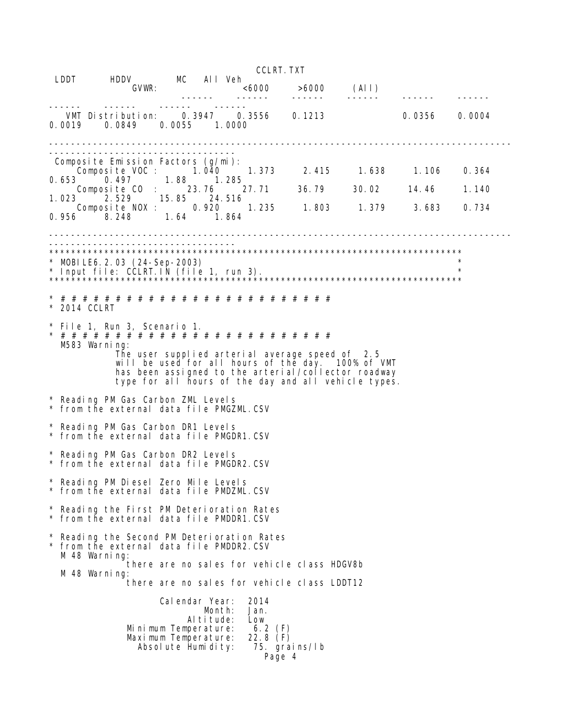```
 LDDT      HDDV       MC    All Veh
              GVWR:                 <6000      >6000     (All)
                         ------    ------     ------    ------    ------    ------
------     ------     ------     ------
   VMT Distribution:    0.3947    0.3556    0.1213              0.0356    0.0004
0.0019    0.0849    0.0055    1.0000

---------------------------------------------------------------------------------
----------------------------------
 Composite Emission Factors (g/mi):
     Composite VOC :      1.040     1.373     2.415     1.638     1.106    0.364
0.653     0.497      1.88    1.285
     Composite CO  :      23.76     27.71     36.79     30.02     14.46    1.140
1.023     2.529     15.85   24.516
     Composite NOX :      0.920     1.235     1.803     1.379     3.683    0.734
0.956     8.248      1.64    1.864

---------------------------------------------------------------------------------
----------------------------------
*****************************************************************************
* MOBILE6.2.03 (24-Sep-2003)                                                *
* Input file: CCLRT.IN (file 1, run 3).                                     *
*****************************************************************************

* # # # # # # # # # # # # # # # # # # # # # # # # # # # #
* 2014 CCLRT

* File 1, Run 3, Scenario 1.
* # # # # # # # # # # # # # # # # # # # # # # # # # # # #
  M583 Warning:
            The user supplied arterial average speed of  2.5
            will be used for all hours of the day.  100% of VMT
            has been assigned to the arterial/collector roadway
            type for all hours of the day and all vehicle types.

* Reading PM Gas Carbon ZML Levels
* from the external data file PMGZML.CSV

* Reading PM Gas Carbon DR1 Levels
* from the external data file PMGDR1.CSV

* Reading PM Gas Carbon DR2 Levels
* from the external data file PMGDR2.CSV

* Reading PM Diesel Zero Mile Levels
* from the external data file PMDZML.CSV

* Reading the First PM Deterioration Rates
* from the external data file PMDDR1.CSV

* Reading the Second PM Deterioration Rates
* from the external data file PMDDR2.CSV
  M 48 Warning:
              there are no sales for vehicle class HDGV8b
  M 48 Warning:
              there are no sales for vehicle class LDDT12

                    Calendar Year:  2014
                            Month:  Jan.
                         Altitude:  Low
               Minimum Temperature:   6.2 (F)
               Maximum Temperature:  22.8 (F)
                 Absolute Humidity:   75. grains/lb
```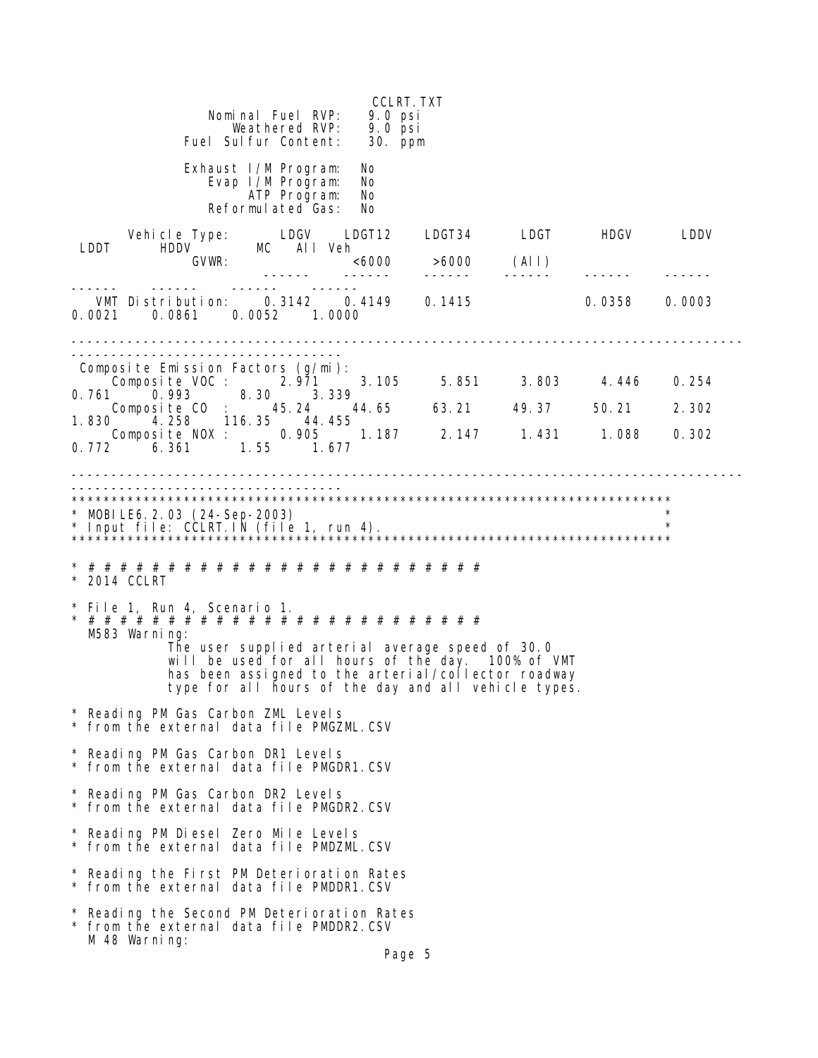CCLRT.TXT

```
                 Nominal Fuel RVP:   9.0 psi
                    Weathered RVP:   9.0 psi
              Fuel Sulfur Content:   30. ppm

              Exhaust I/M Program:   No
                 Evap I/M Program:   No
                      ATP Program:   No
                 Reformulated Gas:   No
```

| Vehicle Type: | LDGV | LDGT12 | LDGT34 | LDGT | HDGV | LDDV | LDDT | HDDV | MC | All Veh |
|---|---|---|---|---|---|---|---|---|---|---|
| GVWR: | | <6000 | >6000 | (All) | | | | | | |
| VMT Distribution: | 0.3142 | 0.4149 | 0.1415 | | 0.0358 | 0.0003 | 0.0021 | 0.0861 | 0.0052 | 1.0000 |
| **Composite Emission Factors (g/mi):** | | | | | | | | | | |
| Composite VOC : | 2.971 | 3.105 | 5.851 | 3.803 | 4.446 | 0.254 | 0.761 | 0.993 | 8.30 | 3.339 |
| Composite CO : | 45.24 | 44.65 | 63.21 | 49.37 | 50.21 | 2.302 | 1.830 | 4.258 | 116.35 | 44.455 |
| Composite NOX : | 0.905 | 1.187 | 2.147 | 1.431 | 1.088 | 0.302 | 0.772 | 6.361 | 1.55 | 1.677 |

```
********************************************************************************
* MOBILE6.2.03 (24-Sep-2003)                                                   *
* Input file: CCLRT.IN (file 1, run 4).                                        *
********************************************************************************

* # # # # # # # # # # # # # # # # # # # # # # # # # # #
* 2014 CCLRT

* File 1, Run 4, Scenario 1.
* # # # # # # # # # # # # # # # # # # # # # # # # # # #
  M583 Warning:
             The user supplied arterial average speed of 30.0
             will be used for all hours of the day.  100% of VMT
             has been assigned to the arterial/collector roadway
             type for all hours of the day and all vehicle types.

* Reading PM Gas Carbon ZML Levels
* from the external data file PMGZML.CSV

* Reading PM Gas Carbon DR1 Levels
* from the external data file PMGDR1.CSV

* Reading PM Gas Carbon DR2 Levels
* from the external data file PMGDR2.CSV

* Reading PM Diesel Zero Mile Levels
* from the external data file PMDZML.CSV

* Reading the First PM Deterioration Rates
* from the external data file PMDDR1.CSV

* Reading the Second PM Deterioration Rates
* from the external data file PMDDR2.CSV
  M 48 Warning:
```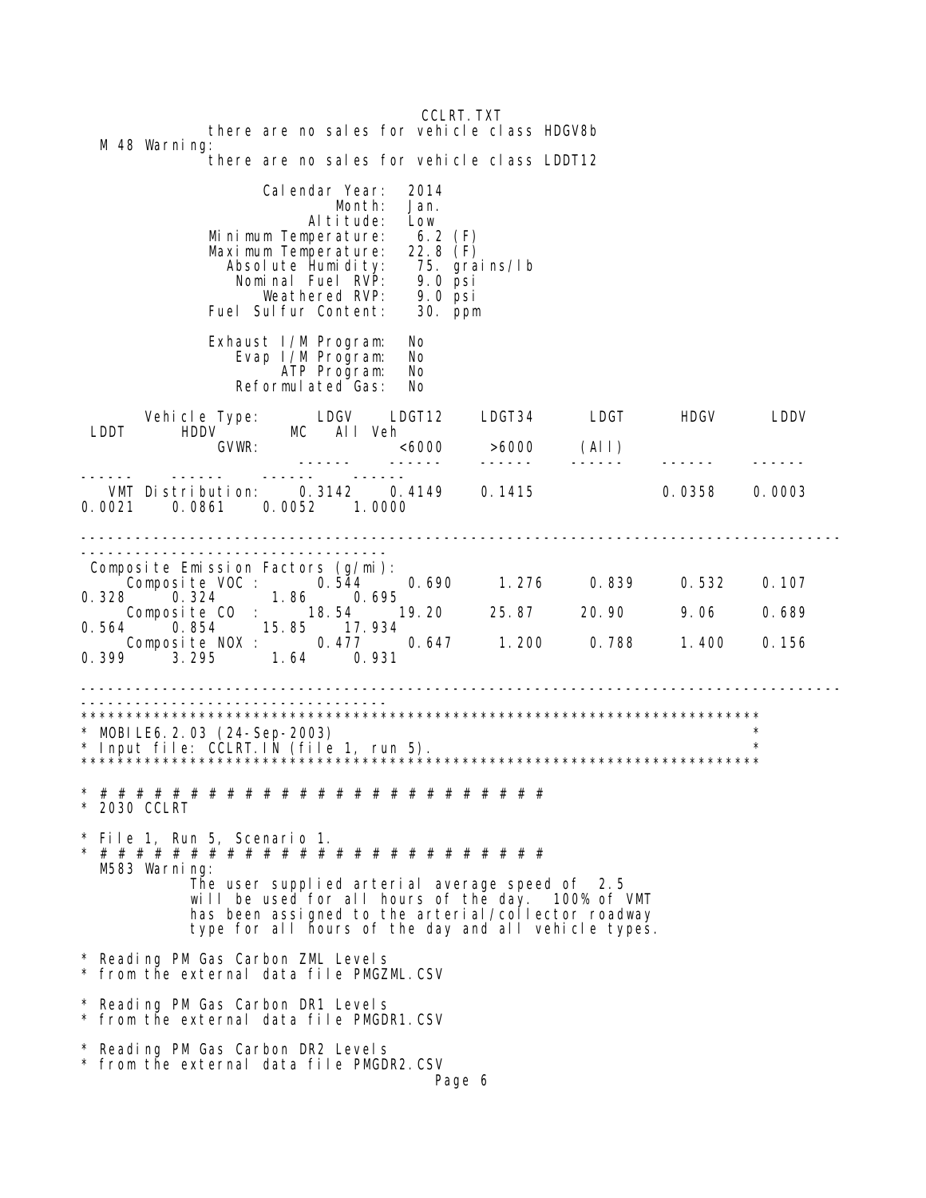```
              there are no sales for vehicle class HDGV8b
  M 48 Warning:
              there are no sales for vehicle class LDDT12

                  Calendar Year:  2014
                          Month:  Jan.
                       Altitude:  Low
           Minimum Temperature:    6.2 (F)
           Maximum Temperature:   22.8 (F)
             Absolute Humidity:    75. grains/lb
               Nominal Fuel RVP:   9.0 psi
                  Weathered RVP:   9.0 psi
             Fuel Sulfur Content:   30. ppm

             Exhaust I/M Program:  No
                Evap I/M Program:  No
                     ATP Program:  No
                 Reformulated Gas:  No

        Vehicle Type:      LDGV    LDGT12    LDGT34     LDGT      HDGV      LDDV
 LDDT      HDDV        MC   All Veh
              GVWR:                <6000     >6000     (All)
                          ------    ------    ------    ------    ------    ------
------    ------    ------    ------
   VMT Distribution:    0.3142    0.4149    0.1415              0.0358    0.0003
0.0021    0.0861    0.0052    1.0000

---------------------------------------------------------------------------------
---------------------------------
 Composite Emission Factors (g/mi):
     Composite VOC :     0.544     0.690     1.276     0.839     0.532     0.107
0.328     0.324      1.86     0.695
     Composite CO  :     18.54     19.20     25.87     20.90      9.06     0.689
0.564     0.854     15.85    17.934
     Composite NOX :     0.477     0.647     1.200     0.788     1.400     0.156
0.399     3.295      1.64     0.931

---------------------------------------------------------------------------------
---------------------------------
****************************************************************************
* MOBILE6.2.03 (24-Sep-2003)                                               *
* Input file: CCLRT.IN (file 1, run 5).                                    *
****************************************************************************

* # # # # # # # # # # # # # # # # # # # # # # # # # #
* 2030 CCLRT

* File 1, Run 5, Scenario 1.
* # # # # # # # # # # # # # # # # # # # # # # # # # #
  M583 Warning:
            The user supplied arterial average speed of  2.5
            will be used for all hours of the day.  100% of VMT
            has been assigned to the arterial/collector roadway
            type for all hours of the day and all vehicle types.

* Reading PM Gas Carbon ZML Levels
* from the external data file PMGZML.CSV

* Reading PM Gas Carbon DR1 Levels
* from the external data file PMGDR1.CSV

* Reading PM Gas Carbon DR2 Levels
* from the external data file PMGDR2.CSV
```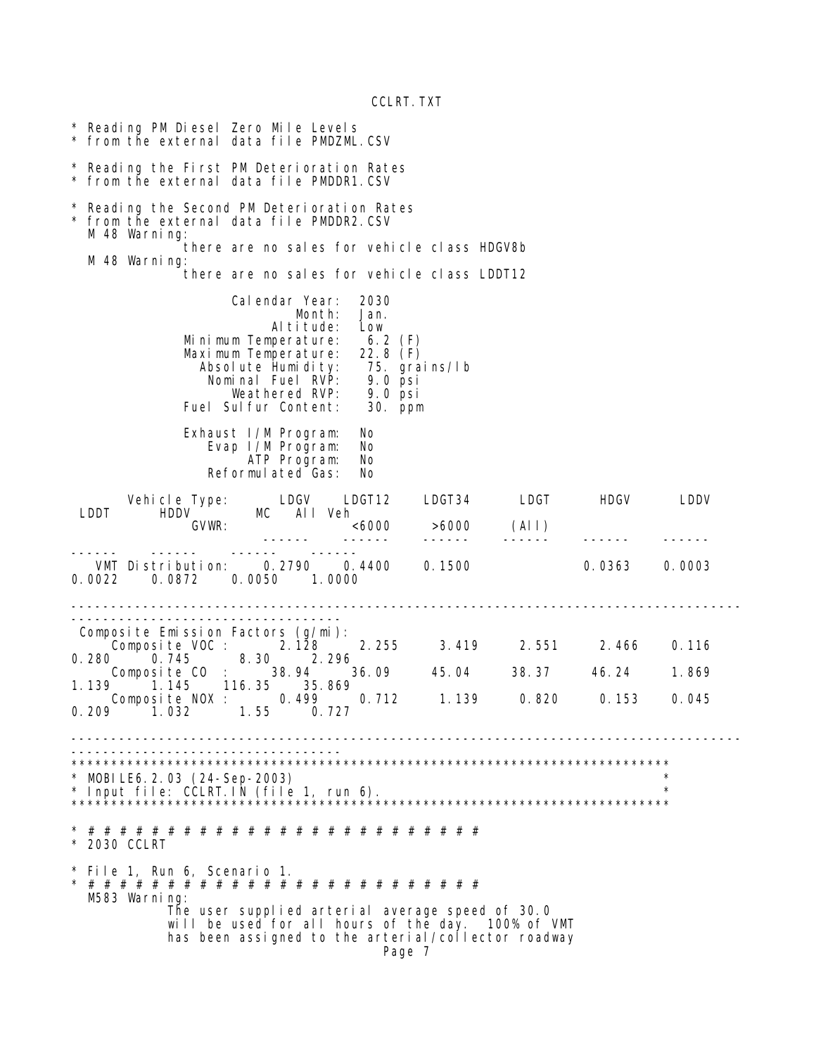```
* Reading PM Diesel Zero Mile Levels
* from the external data file PMDZML.CSV

* Reading the First PM Deterioration Rates
* from the external data file PMDDR1.CSV

* Reading the Second PM Deterioration Rates
* from the external data file PMDDR2.CSV
  M 48 Warning:
             there are no sales for vehicle class HDGV8b
  M 48 Warning:
             there are no sales for vehicle class LDDT12

                      Calendar Year:  2030
                              Month:  Jan.
                           Altitude:  Low
                Minimum Temperature:   6.2 (F)
                Maximum Temperature:  22.8 (F)
                  Absolute Humidity:   75. grains/lb
                    Nominal Fuel RVP:   9.0 psi
                       Weathered RVP:   9.0 psi
                 Fuel Sulfur Content:   30. ppm

                  Exhaust I/M Program:  No
                     Evap I/M Program:  No
                          ATP Program:  No
                    Reformulated Gas:  No

        Vehicle Type:      LDGV    LDGT12    LDGT34     LDGT      HDGV      LDDV
 LDDT      HDDV        MC   All Veh
               GVWR:                <6000     >6000     (All)
                         ------    ------    ------    ------    ------    ------
------    ------    ------    ------
   VMT Distribution:    0.2790    0.4400    0.1500              0.0363    0.0003
0.0022    0.0872    0.0050    1.0000

-------------------------------------------------------------------------------
-------------------------------
 Composite Emission Factors (g/mi):
     Composite VOC :     2.128     2.255     3.419     2.551     2.466     0.116
0.280     0.745      8.30     2.296
     Composite CO  :     38.94     36.09     45.04     38.37     46.24     1.869
1.139     1.145    116.35    35.869
     Composite NOX :     0.499     0.712     1.139     0.820     0.153     0.045
0.209     1.032      1.55     0.727

-------------------------------------------------------------------------------
-------------------------------
*****************************************************************************
* MOBILE6.2.03 (24-Sep-2003)                                                *
* Input file: CCLRT.IN (file 1, run 6).                                     *
*****************************************************************************

* # # # # # # # # # # # # # # # # # # # # # # # # # # #
* 2030 CCLRT

* File 1, Run 6, Scenario 1.
* # # # # # # # # # # # # # # # # # # # # # # # # # # #
  M583 Warning:
            The user supplied arterial average speed of 30.0
            will be used for all hours of the day.  100% of VMT
            has been assigned to the arterial/collector roadway
```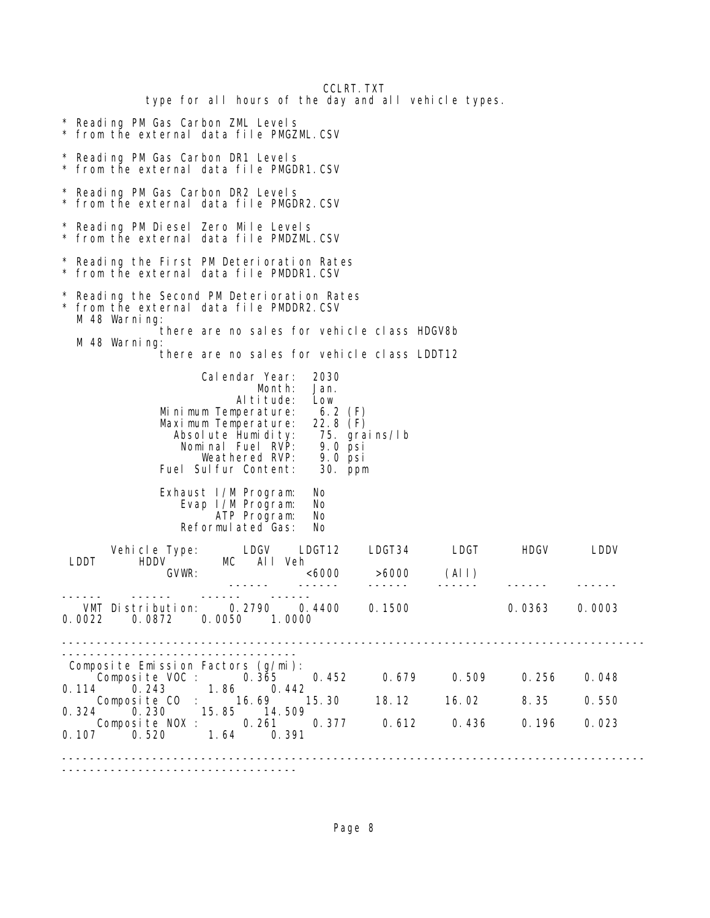type for all hours of the day and all vehicle types.

```
* Reading PM Gas Carbon ZML Levels
* from the external data file PMGZML.CSV

* Reading PM Gas Carbon DR1 Levels
* from the external data file PMGDR1.CSV

* Reading PM Gas Carbon DR2 Levels
* from the external data file PMGDR2.CSV

* Reading PM Diesel Zero Mile Levels
* from the external data file PMDZML.CSV

* Reading the First PM Deterioration Rates
* from the external data file PMDDR1.CSV

* Reading the Second PM Deterioration Rates
* from the external data file PMDDR2.CSV
   M 48 Warning:
             there are no sales for vehicle class HDGV8b
   M 48 Warning:
             there are no sales for vehicle class LDDT12

                  Calendar Year:  2030
                          Month:  Jan.
                       Altitude:  Low
           Minimum Temperature:   6.2 (F)
           Maximum Temperature:  22.8 (F)
             Absolute Humidity:   75. grains/lb
               Nominal Fuel RVP:   9.0 psi
                 Weathered RVP:   9.0 psi
           Fuel Sulfur Content:   30. ppm

             Exhaust I/M Program:  No
                Evap I/M Program:  No
                     ATP Program:  No
                Reformulated Gas:  No
```

| Vehicle Type: | LDGV | LDGT12 | LDGT34 | LDGT | HDGV | LDDV | LDDT | HDDV | MC | All Veh |
|---|---|---|---|---|---|---|---|---|---|---|
| GVWR: | | <6000 | >6000 | (All) | | | | | | |
| VMT Distribution: | 0.2790 | 0.4400 | 0.1500 | | 0.0363 | 0.0003 | 0.0022 | 0.0872 | 0.0050 | 1.0000 |
| **Composite Emission Factors (g/mi):** | | | | | | | | | | |
| Composite VOC : | 0.365 | 0.452 | 0.679 | 0.509 | 0.256 | 0.048 | 0.114 | 0.243 | 1.86 | 0.442 |
| Composite CO : | 16.69 | 15.30 | 18.12 | 16.02 | 8.35 | 0.550 | 0.324 | 0.230 | 15.85 | 14.509 |
| Composite NOX : | 0.261 | 0.377 | 0.612 | 0.436 | 0.196 | 0.023 | 0.107 | 0.520 | 1.64 | 0.391 |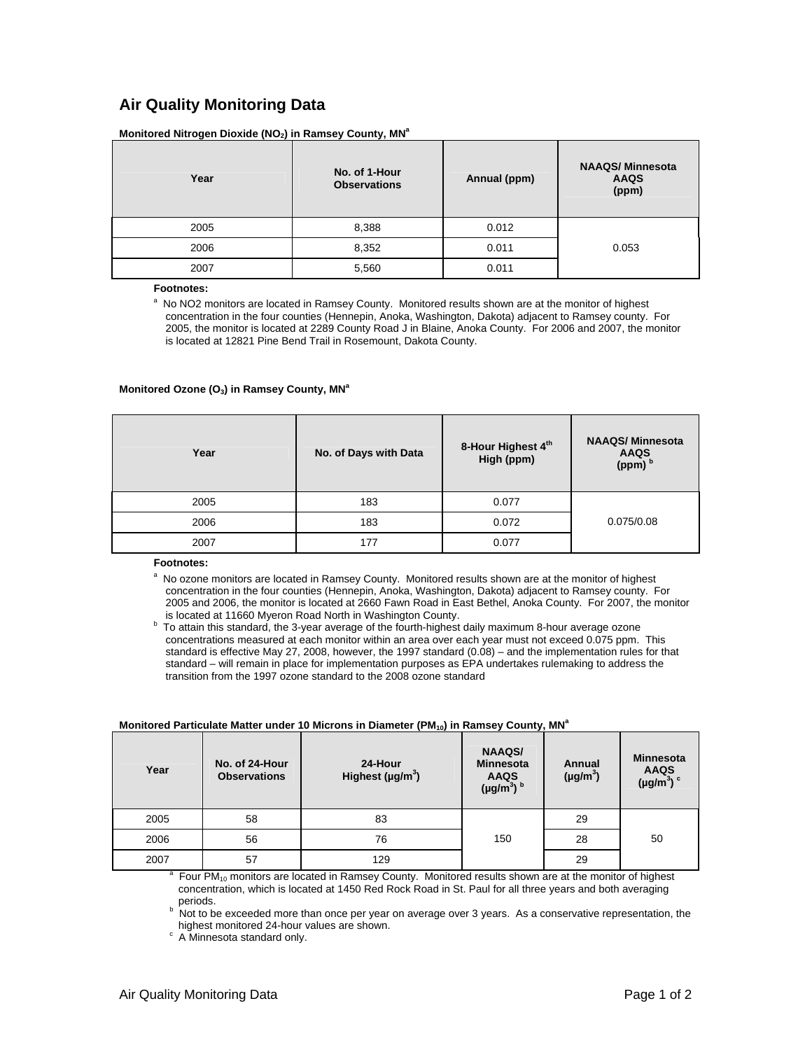# Air Quality Monitoring Data

**Monitored Nitrogen Dioxide ($NO_2$) in Ramsey County, MN[a]**

| Year | No. of 1-Hour Observations | Annual (ppm) | NAAQS/ Minnesota AAQS (ppm) |
|---|---|---|---|
| 2005 | 8,388 | 0.012 | 0.053 |
| 2006 | 8,352 | 0.011 | |
| 2007 | 5,560 | 0.011 | |

**Footnotes:**

[a] No NO2 monitors are located in Ramsey County. Monitored results shown are at the monitor of highest concentration in the four counties (Hennepin, Anoka, Washington, Dakota) adjacent to Ramsey county. For 2005, the monitor is located at 2289 County Road J in Blaine, Anoka County. For 2006 and 2007, the monitor is located at 12821 Pine Bend Trail in Rosemount, Dakota County.

**Monitored Ozone ($O_3$) in Ramsey County, MN[a]**

| Year | No. of Days with Data | 8-Hour Highest 4th High (ppm) | NAAQS/ Minnesota AAQS (ppm) [b] |
|---|---|---|---|
| 2005 | 183 | 0.077 | 0.075/0.08 |
| 2006 | 183 | 0.072 | |
| 2007 | 177 | 0.077 | |

**Footnotes:**

[a] No ozone monitors are located in Ramsey County. Monitored results shown are at the monitor of highest concentration in the four counties (Hennepin, Anoka, Washington, Dakota) adjacent to Ramsey county. For 2005 and 2006, the monitor is located at 2660 Fawn Road in East Bethel, Anoka County. For 2007, the monitor is located at 11660 Myeron Road North in Washington County.

[b] To attain this standard, the 3-year average of the fourth-highest daily maximum 8-hour average ozone concentrations measured at each monitor within an area over each year must not exceed 0.075 ppm. This standard is effective May 27, 2008, however, the 1997 standard (0.08) – and the implementation rules for that standard – will remain in place for implementation purposes as EPA undertakes rulemaking to address the transition from the 1997 ozone standard to the 2008 ozone standard

**Monitored Particulate Matter under 10 Microns in Diameter ($PM_{10}$) in Ramsey County, MN[a]**

| Year | No. of 24-Hour Observations | 24-Hour Highest (µg/m$^3$) | NAAQS/ Minnesota AAQS (µg/m$^3$) [b] | Annual (µg/m$^3$) | Minnesota AAQS (µg/m$^3$) [c] |
|---|---|---|---|---|---|
| 2005 | 58 | 83 | 150 | 29 | 50 |
| 2006 | 56 | 76 | | 28 | |
| 2007 | 57 | 129 | | 29 | |

[a] Four $PM_{10}$ monitors are located in Ramsey County. Monitored results shown are at the monitor of highest concentration, which is located at 1450 Red Rock Road in St. Paul for all three years and both averaging periods.

[b] Not to be exceeded more than once per year on average over 3 years. As a conservative representation, the highest monitored 24-hour values are shown.

[c] A Minnesota standard only.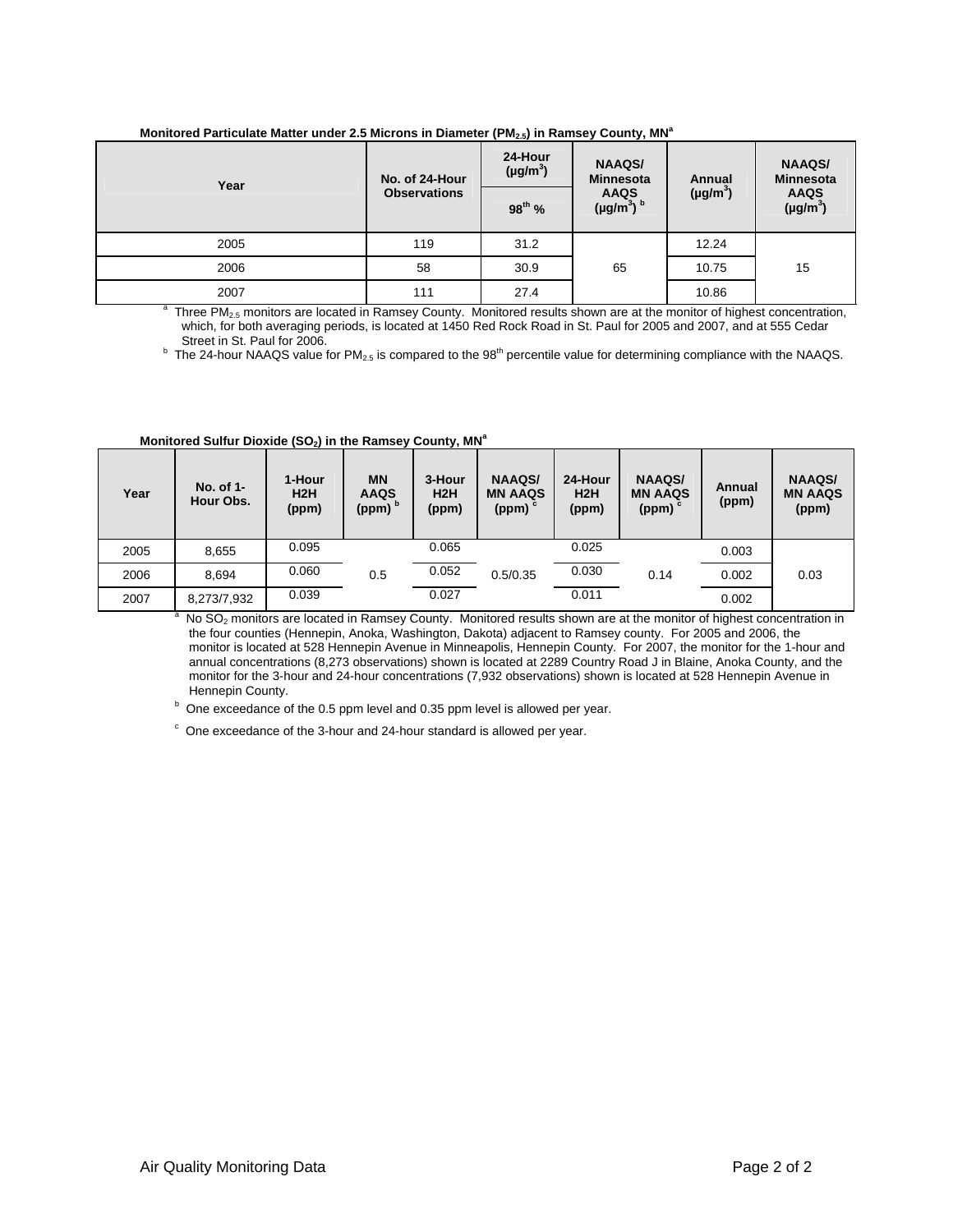**Monitored Particulate Matter under 2.5 Microns in Diameter ($PM_{2.5}$) in Ramsey County, MN[a]**

| Year | No. of 24-Hour Observations | 24-Hour ($\mu g/m^3$) 98[th] % | NAAQS/ Minnesota AAQS ($\mu g/m^3$) [b] | Annual ($\mu g/m^3$) | NAAQS/ Minnesota AAQS ($\mu g/m^3$) |
|---|---|---|---|---|---|
| 2005 | 119 | 31.2 | 65 | 12.24 | 15 |
| 2006 | 58 | 30.9 | | 10.75 | |
| 2007 | 111 | 27.4 | | 10.86 | |

[a] Three $PM_{2.5}$ monitors are located in Ramsey County. Monitored results shown are at the monitor of highest concentration, which, for both averaging periods, is located at 1450 Red Rock Road in St. Paul for 2005 and 2007, and at 555 Cedar Street in St. Paul for 2006.

[b] The 24-hour NAAQS value for $PM_{2.5}$ is compared to the 98[th] percentile value for determining compliance with the NAAQS.

**Monitored Sulfur Dioxide ($SO_2$) in the Ramsey County, MN[a]**

| Year | No. of 1-Hour Obs. | 1-Hour H2H (ppm) | MN AAQS (ppm) [b] | 3-Hour H2H (ppm) | NAAQS/ MN AAQS (ppm) [c] | 24-Hour H2H (ppm) | NAAQS/ MN AAQS (ppm) [c] | Annual (ppm) | NAAQS/ MN AAQS (ppm) |
|---|---|---|---|---|---|---|---|---|---|
| 2005 | 8,655 | 0.095 | 0.5 | 0.065 | 0.5/0.35 | 0.025 | 0.14 | 0.003 | 0.03 |
| 2006 | 8,694 | 0.060 | | 0.052 | | 0.030 | | 0.002 | |
| 2007 | 8,273/7,932 | 0.039 | | 0.027 | | 0.011 | | 0.002 | |

[a] No $SO_2$ monitors are located in Ramsey County. Monitored results shown are at the monitor of highest concentration in the four counties (Hennepin, Anoka, Washington, Dakota) adjacent to Ramsey county. For 2005 and 2006, the monitor is located at 528 Hennepin Avenue in Minneapolis, Hennepin County. For 2007, the monitor for the 1-hour and annual concentrations (8,273 observations) shown is located at 2289 Country Road J in Blaine, Anoka County, and the monitor for the 3-hour and 24-hour concentrations (7,932 observations) shown is located at 528 Hennepin Avenue in Hennepin County.

[b] One exceedance of the 0.5 ppm level and 0.35 ppm level is allowed per year.

[c] One exceedance of the 3-hour and 24-hour standard is allowed per year.